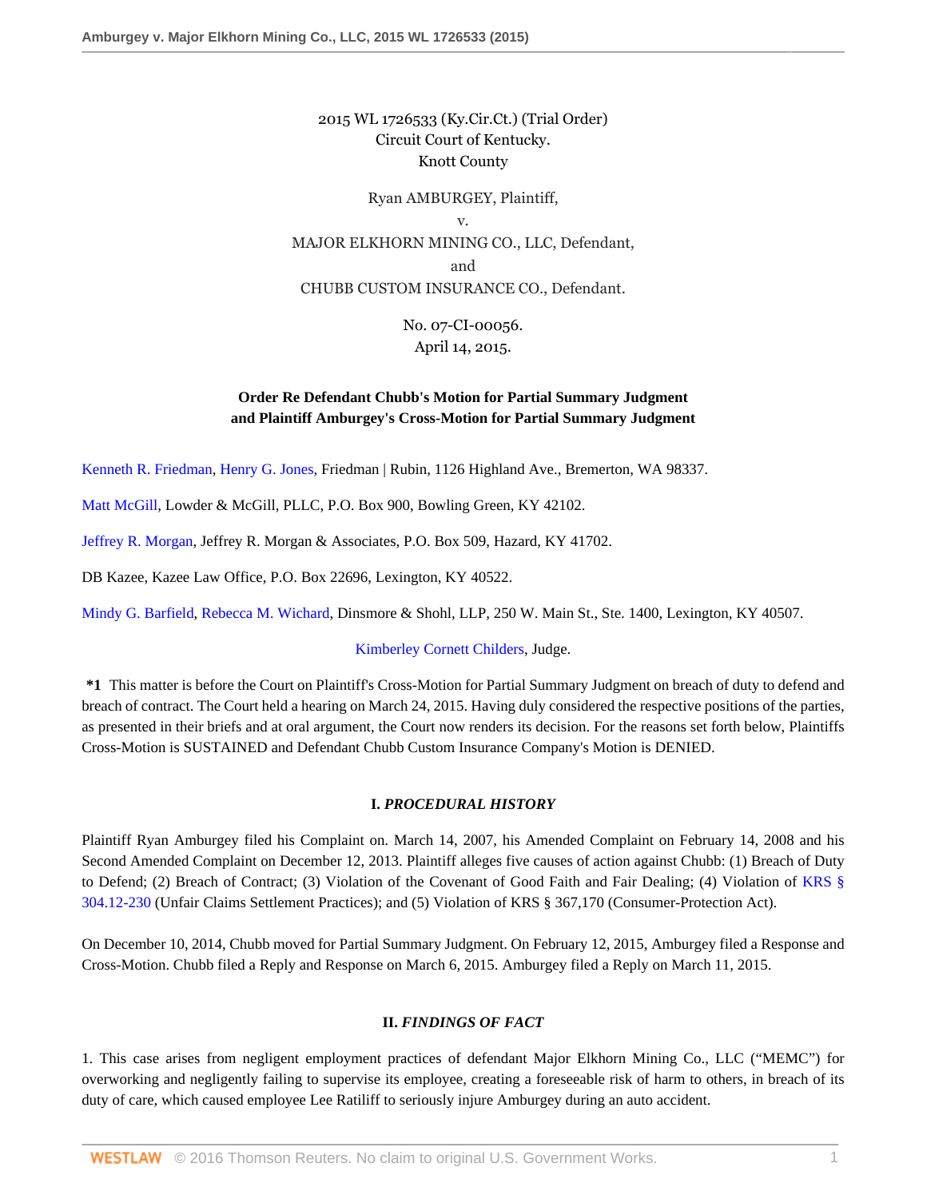2015 WL 1726533 (Ky.Cir.Ct.) (Trial Order)
Circuit Court of Kentucky.
Knott County

Ryan AMBURGEY, Plaintiff,
v.
MAJOR ELKHORN MINING CO., LLC, Defendant,
and
CHUBB CUSTOM INSURANCE CO., Defendant.

No. 07-CI-00056.
April 14, 2015.

**Order Re Defendant Chubb's Motion for Partial Summary Judgment and Plaintiff Amburgey's Cross-Motion for Partial Summary Judgment**

Kenneth R. Friedman, Henry G. Jones, Friedman | Rubin, 1126 Highland Ave., Bremerton, WA 98337.

Matt McGill, Lowder & McGill, PLLC, P.O. Box 900, Bowling Green, KY 42102.

Jeffrey R. Morgan, Jeffrey R. Morgan & Associates, P.O. Box 509, Hazard, KY 41702.

DB Kazee, Kazee Law Office, P.O. Box 22696, Lexington, KY 40522.

Mindy G. Barfield, Rebecca M. Wichard, Dinsmore & Shohl, LLP, 250 W. Main St., Ste. 1400, Lexington, KY 40507.

Kimberley Cornett Childers, Judge.

**\*1** This matter is before the Court on Plaintiff's Cross-Motion for Partial Summary Judgment on breach of duty to defend and breach of contract. The Court held a hearing on March 24, 2015. Having duly considered the respective positions of the parties, as presented in their briefs and at oral argument, the Court now renders its decision. For the reasons set forth below, Plaintiffs Cross-Motion is SUSTAINED and Defendant Chubb Custom Insurance Company's Motion is DENIED.

## I. *PROCEDURAL HISTORY*

Plaintiff Ryan Amburgey filed his Complaint on. March 14, 2007, his Amended Complaint on February 14, 2008 and his Second Amended Complaint on December 12, 2013. Plaintiff alleges five causes of action against Chubb: (1) Breach of Duty to Defend; (2) Breach of Contract; (3) Violation of the Covenant of Good Faith and Fair Dealing; (4) Violation of KRS § 304.12-230 (Unfair Claims Settlement Practices); and (5) Violation of KRS § 367,170 (Consumer-Protection Act).

On December 10, 2014, Chubb moved for Partial Summary Judgment. On February 12, 2015, Amburgey filed a Response and Cross-Motion. Chubb filed a Reply and Response on March 6, 2015. Amburgey filed a Reply on March 11, 2015.

## II. *FINDINGS OF FACT*

1. This case arises from negligent employment practices of defendant Major Elkhorn Mining Co., LLC ("MEMC") for overworking and negligently failing to supervise its employee, creating a foreseeable risk of harm to others, in breach of its duty of care, which caused employee Lee Ratiliff to seriously injure Amburgey during an auto accident.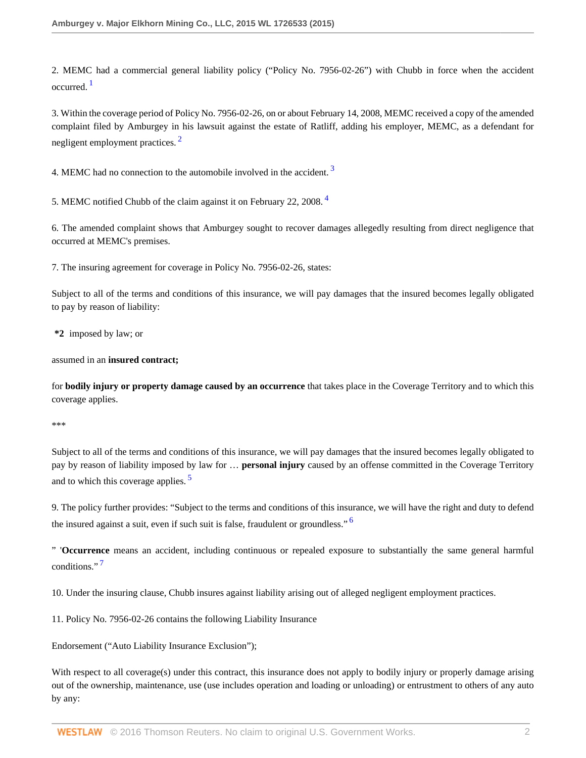2. MEMC had a commercial general liability policy ("Policy No. 7956-02-26") with Chubb in force when the accident occurred. [1]

3. Within the coverage period of Policy No. 7956-02-26, on or about February 14, 2008, MEMC received a copy of the amended complaint filed by Amburgey in his lawsuit against the estate of Ratliff, adding his employer, MEMC, as a defendant for negligent employment practices. [2]

4. MEMC had no connection to the automobile involved in the accident. [3]

5. MEMC notified Chubb of the claim against it on February 22, 2008. [4]

6. The amended complaint shows that Amburgey sought to recover damages allegedly resulting from direct negligence that occurred at MEMC's premises.

7. The insuring agreement for coverage in Policy No. 7956-02-26, states:

Subject to all of the terms and conditions of this insurance, we will pay damages that the insured becomes legally obligated to pay by reason of liability:

**\*2** imposed by law; or

assumed in an **insured contract;**

for **bodily injury or property damage caused by an occurrence** that takes place in the Coverage Territory and to which this coverage applies.

\*\*\*

Subject to all of the terms and conditions of this insurance, we will pay damages that the insured becomes legally obligated to pay by reason of liability imposed by law for … **personal injury** caused by an offense committed in the Coverage Territory and to which this coverage applies. [5]

9. The policy further provides: "Subject to the terms and conditions of this insurance, we will have the right and duty to defend the insured against a suit, even if such suit is false, fraudulent or groundless." [6]

" '**Occurrence** means an accident, including continuous or repealed exposure to substantially the same general harmful conditions." [7]

10. Under the insuring clause, Chubb insures against liability arising out of alleged negligent employment practices.

11. Policy No. 7956-02-26 contains the following Liability Insurance

Endorsement ("Auto Liability Insurance Exclusion");

With respect to all coverage(s) under this contract, this insurance does not apply to bodily injury or properly damage arising out of the ownership, maintenance, use (use includes operation and loading or unloading) or entrustment to others of any auto by any: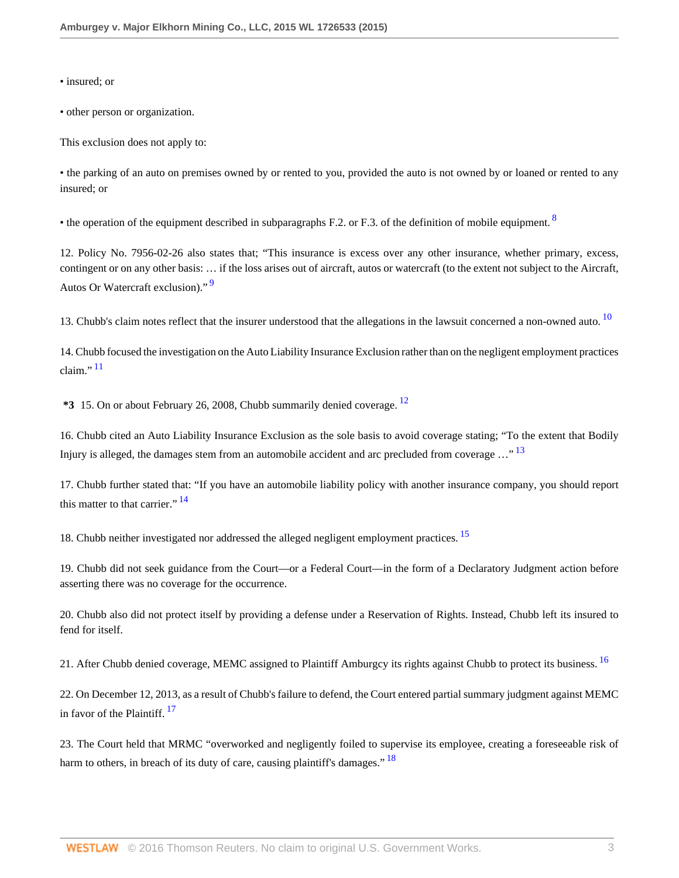• insured; or

• other person or organization.

This exclusion does not apply to:

• the parking of an auto on premises owned by or rented to you, provided the auto is not owned by or loaned or rented to any insured; or

• the operation of the equipment described in subparagraphs F.2. or F.3. of the definition of mobile equipment. [8]

12. Policy No. 7956-02-26 also states that; "This insurance is excess over any other insurance, whether primary, excess, contingent or on any other basis: … if the loss arises out of aircraft, autos or watercraft (to the extent not subject to the Aircraft, Autos Or Watercraft exclusion)." [9]

13. Chubb's claim notes reflect that the insurer understood that the allegations in the lawsuit concerned a non-owned auto. [10]

14. Chubb focused the investigation on the Auto Liability Insurance Exclusion rather than on the negligent employment practices claim." [11]

**\*3** 15. On or about February 26, 2008, Chubb summarily denied coverage. [12]

16. Chubb cited an Auto Liability Insurance Exclusion as the sole basis to avoid coverage stating; "To the extent that Bodily Injury is alleged, the damages stem from an automobile accident and arc precluded from coverage …" [13]

17. Chubb further stated that: "If you have an automobile liability policy with another insurance company, you should report this matter to that carrier." [14]

18. Chubb neither investigated nor addressed the alleged negligent employment practices. [15]

19. Chubb did not seek guidance from the Court—or a Federal Court—in the form of a Declaratory Judgment action before asserting there was no coverage for the occurrence.

20. Chubb also did not protect itself by providing a defense under a Reservation of Rights. Instead, Chubb left its insured to fend for itself.

21. After Chubb denied coverage, MEMC assigned to Plaintiff Amburgcy its rights against Chubb to protect its business. [16]

22. On December 12, 2013, as a result of Chubb's failure to defend, the Court entered partial summary judgment against MEMC in favor of the Plaintiff. [17]

23. The Court held that MRMC "overworked and negligently foiled to supervise its employee, creating a foreseeable risk of harm to others, in breach of its duty of care, causing plaintiff's damages." [18]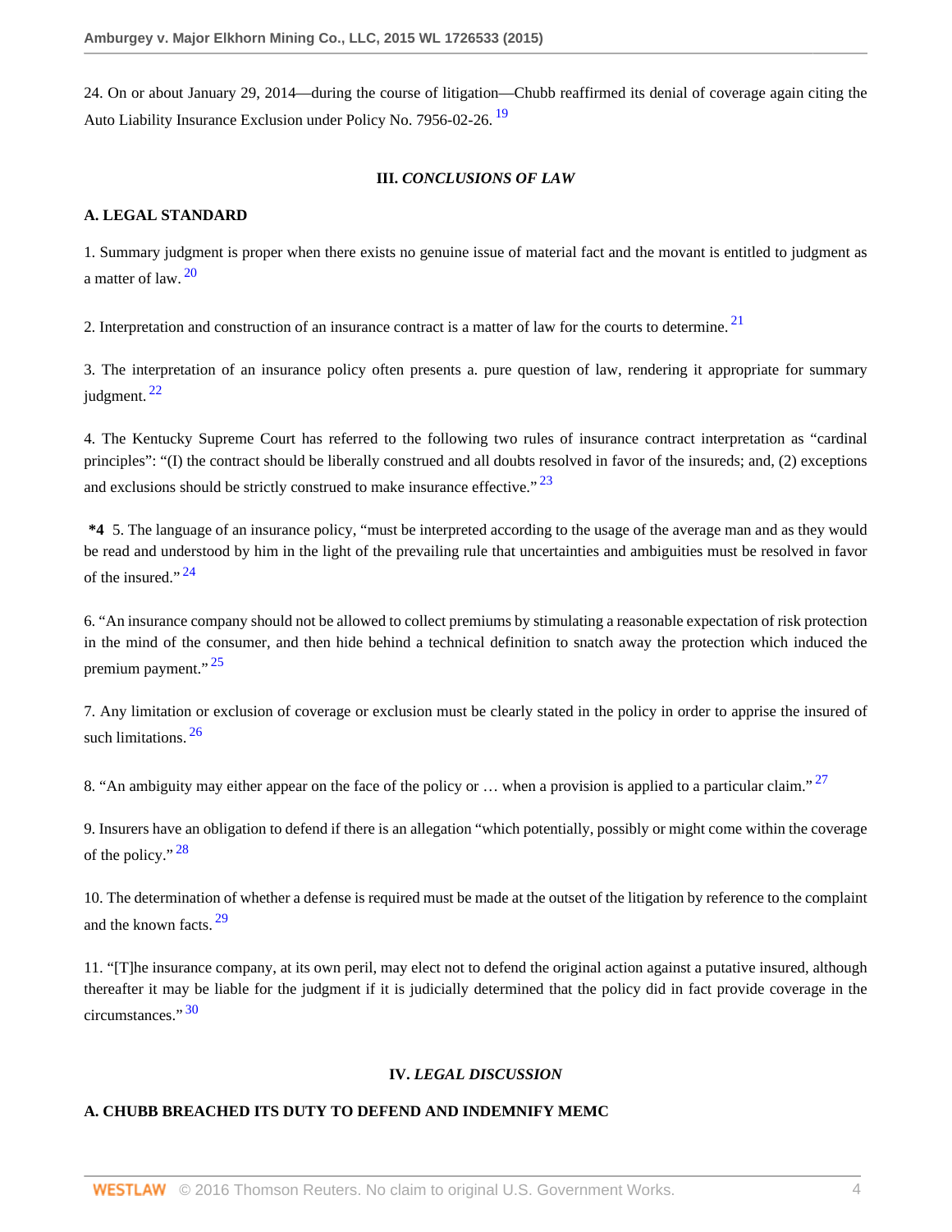24. On or about January 29, 2014—during the course of litigation—Chubb reaffirmed its denial of coverage again citing the Auto Liability Insurance Exclusion under Policy No. 7956-02-26. [19]

### III. *CONCLUSIONS OF LAW*

#### A. LEGAL STANDARD

1. Summary judgment is proper when there exists no genuine issue of material fact and the movant is entitled to judgment as a matter of law. [20]

2. Interpretation and construction of an insurance contract is a matter of law for the courts to determine. [21]

3. The interpretation of an insurance policy often presents a. pure question of law, rendering it appropriate for summary judgment. [22]

4. The Kentucky Supreme Court has referred to the following two rules of insurance contract interpretation as "cardinal principles": "(I) the contract should be liberally construed and all doubts resolved in favor of the insureds; and, (2) exceptions and exclusions should be strictly construed to make insurance effective." [23]

**\*4** 5. The language of an insurance policy, "must be interpreted according to the usage of the average man and as they would be read and understood by him in the light of the prevailing rule that uncertainties and ambiguities must be resolved in favor of the insured." [24]

6. "An insurance company should not be allowed to collect premiums by stimulating a reasonable expectation of risk protection in the mind of the consumer, and then hide behind a technical definition to snatch away the protection which induced the premium payment." [25]

7. Any limitation or exclusion of coverage or exclusion must be clearly stated in the policy in order to apprise the insured of such limitations. [26]

8. "An ambiguity may either appear on the face of the policy or … when a provision is applied to a particular claim." [27]

9. Insurers have an obligation to defend if there is an allegation "which potentially, possibly or might come within the coverage of the policy." [28]

10. The determination of whether a defense is required must be made at the outset of the litigation by reference to the complaint and the known facts. [29]

11. "[T]he insurance company, at its own peril, may elect not to defend the original action against a putative insured, although thereafter it may be liable for the judgment if it is judicially determined that the policy did in fact provide coverage in the circumstances." [30]

### IV. *LEGAL DISCUSSION*

#### A. CHUBB BREACHED ITS DUTY TO DEFEND AND INDEMNIFY MEMC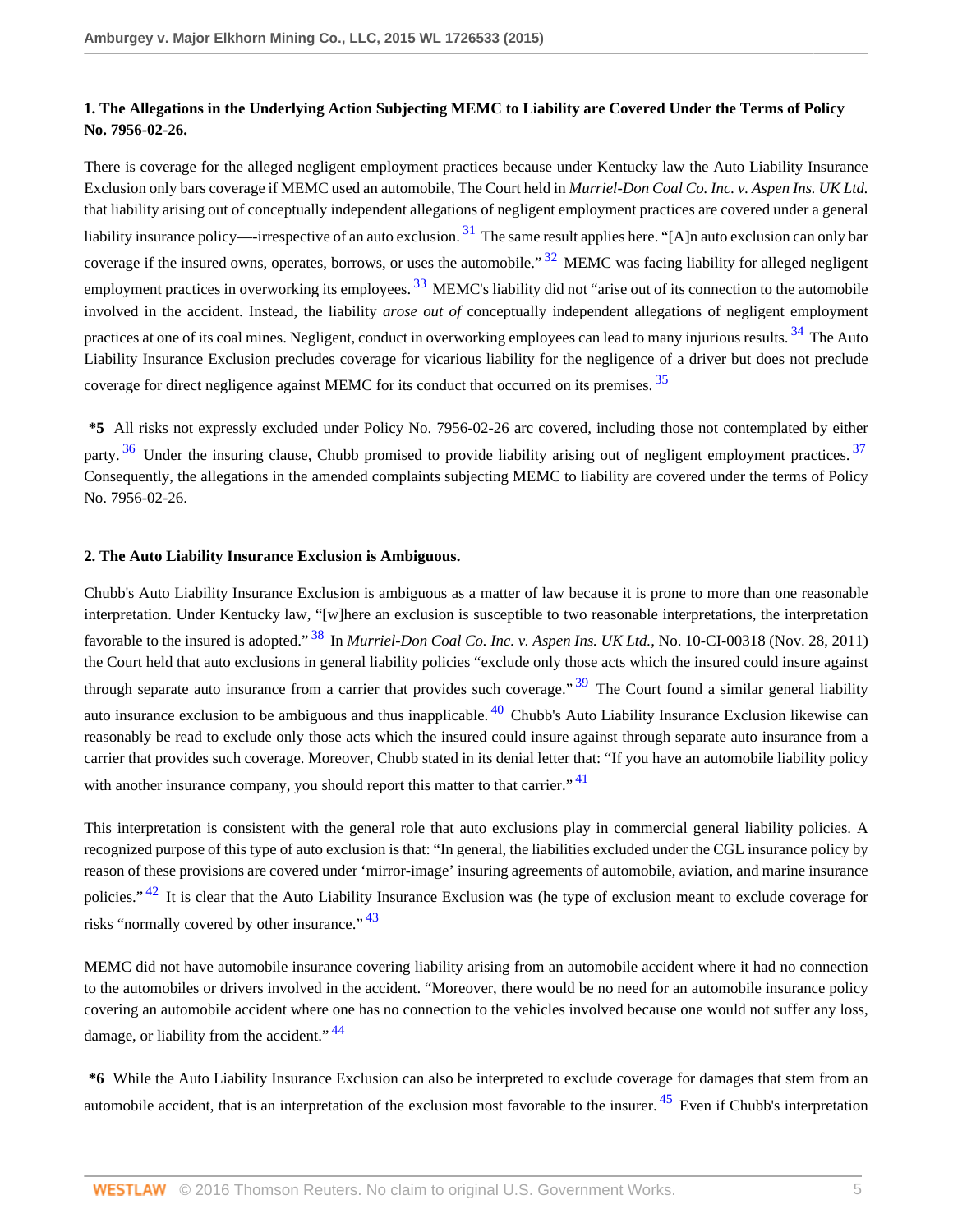**1. The Allegations in the Underlying Action Subjecting MEMC to Liability are Covered Under the Terms of Policy No. 7956-02-26.**

There is coverage for the alleged negligent employment practices because under Kentucky law the Auto Liability Insurance Exclusion only bars coverage if MEMC used an automobile, The Court held in *Murriel-Don Coal Co. Inc. v. Aspen Ins. UK Ltd.* that liability arising out of conceptually independent allegations of negligent employment practices are covered under a general liability insurance policy—-irrespective of an auto exclusion. [31] The same result applies here. "[A]n auto exclusion can only bar coverage if the insured owns, operates, borrows, or uses the automobile." [32] MEMC was facing liability for alleged negligent employment practices in overworking its employees. [33] MEMC's liability did not "arise out of its connection to the automobile involved in the accident. Instead, the liability *arose out of* conceptually independent allegations of negligent employment practices at one of its coal mines. Negligent, conduct in overworking employees can lead to many injurious results. [34] The Auto Liability Insurance Exclusion precludes coverage for vicarious liability for the negligence of a driver but does not preclude coverage for direct negligence against MEMC for its conduct that occurred on its premises. [35]

**\*5** All risks not expressly excluded under Policy No. 7956-02-26 arc covered, including those not contemplated by either party. [36] Under the insuring clause, Chubb promised to provide liability arising out of negligent employment practices. [37] Consequently, the allegations in the amended complaints subjecting MEMC to liability are covered under the terms of Policy No. 7956-02-26.

**2. The Auto Liability Insurance Exclusion is Ambiguous.**

Chubb's Auto Liability Insurance Exclusion is ambiguous as a matter of law because it is prone to more than one reasonable interpretation. Under Kentucky law, "[w]here an exclusion is susceptible to two reasonable interpretations, the interpretation favorable to the insured is adopted." [38] In *Murriel-Don Coal Co. Inc. v. Aspen Ins. UK Ltd.*, No. 10-CI-00318 (Nov. 28, 2011) the Court held that auto exclusions in general liability policies "exclude only those acts which the insured could insure against through separate auto insurance from a carrier that provides such coverage." [39] The Court found a similar general liability auto insurance exclusion to be ambiguous and thus inapplicable. [40] Chubb's Auto Liability Insurance Exclusion likewise can reasonably be read to exclude only those acts which the insured could insure against through separate auto insurance from a carrier that provides such coverage. Moreover, Chubb stated in its denial letter that: "If you have an automobile liability policy with another insurance company, you should report this matter to that carrier." [41]

This interpretation is consistent with the general role that auto exclusions play in commercial general liability policies. A recognized purpose of this type of auto exclusion is that: "In general, the liabilities excluded under the CGL insurance policy by reason of these provisions are covered under 'mirror-image' insuring agreements of automobile, aviation, and marine insurance policies." [42] It is clear that the Auto Liability Insurance Exclusion was (he type of exclusion meant to exclude coverage for risks "normally covered by other insurance." [43]

MEMC did not have automobile insurance covering liability arising from an automobile accident where it had no connection to the automobiles or drivers involved in the accident. "Moreover, there would be no need for an automobile insurance policy covering an automobile accident where one has no connection to the vehicles involved because one would not suffer any loss, damage, or liability from the accident." [44]

**\*6** While the Auto Liability Insurance Exclusion can also be interpreted to exclude coverage for damages that stem from an automobile accident, that is an interpretation of the exclusion most favorable to the insurer. [45] Even if Chubb's interpretation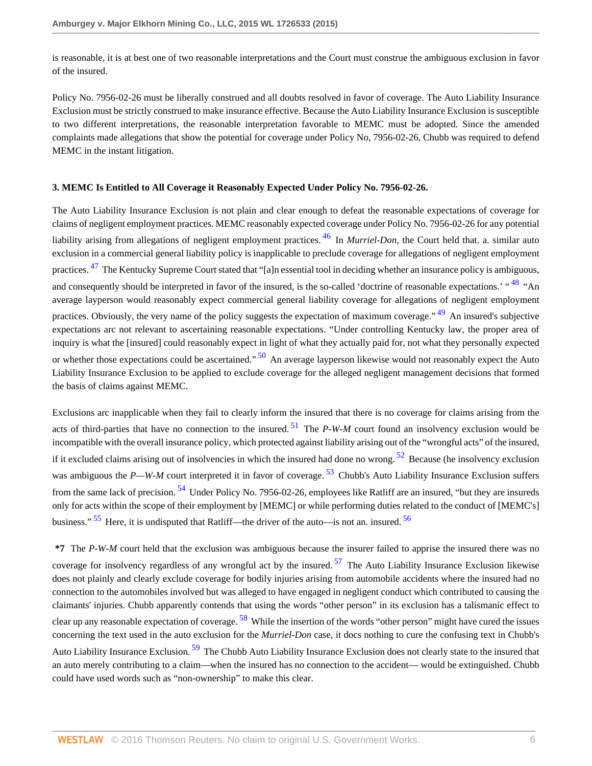is reasonable, it is at best one of two reasonable interpretations and the Court must construe the ambiguous exclusion in favor of the insured.

Policy No. 7956-02-26 must be liberally construed and all doubts resolved in favor of coverage. The Auto Liability Insurance Exclusion must be strictly construed to make insurance effective. Because the Auto Liability Insurance Exclusion is susceptible to two different interpretations, the reasonable interpretation favorable to MEMC must be adopted. Since the amended complaints made allegations that show the potential for coverage under Policy No, 7956-02-26, Chubb was required to defend MEMC in the instant litigation.

### 3. MEMC Is Entitled to All Coverage it Reasonably Expected Under Policy No. 7956-02-26.

The Auto Liability Insurance Exclusion is not plain and clear enough to defeat the reasonable expectations of coverage for claims of negligent employment practices. MEMC reasonably expected coverage under Policy No. 7956-02-26 for any potential liability arising from allegations of negligent employment practices. [46] In *Murriel-Don*, the Court held that. a. similar auto exclusion in a commercial general liability policy is inapplicable to preclude coverage for allegations of negligent employment practices. [47] The Kentucky Supreme Court stated that "[a]n essential tool in deciding whether an insurance policy is ambiguous, and consequently should be interpreted in favor of the insured, is the so-called 'doctrine of reasonable expectations.' " [48] "An average layperson would reasonably expect commercial general liability coverage for allegations of negligent employment practices. Obviously, the very name of the policy suggests the expectation of maximum coverage." [49] An insured's subjective expectations arc not relevant to ascertaining reasonable expectations. "Under controlling Kentucky law, the proper area of inquiry is what the [insured] could reasonably expect in light of what they actually paid for, not what they personally expected or whether those expectations could be ascertained." [50] An average layperson likewise would not reasonably expect the Auto Liability Insurance Exclusion to be applied to exclude coverage for the alleged negligent management decisions that formed the basis of claims against MEMC.

Exclusions arc inapplicable when they fail to clearly inform the insured that there is no coverage for claims arising from the acts of third-parties that have no connection to the insured. [51] The *P-W-M* court found an insolvency exclusion would be incompatible with the overall insurance policy, which protected against liability arising out of the "wrongful acts" of the insured, if it excluded claims arising out of insolvencies in which the insured had done no wrong. [52] Because (he insolvency exclusion was ambiguous the *P—W-M* court interpreted it in favor of coverage. [53] Chubb's Auto Liability Insurance Exclusion suffers from the same lack of precision. [54] Under Policy No. 7956-02-26, employees like Ratliff are an insured, "but they are insureds only for acts within the scope of their employment by [MEMC] or while performing duties related to the conduct of [MEMC's] business." [55] Here, it is undisputed that Ratliff—the driver of the auto—is not an. insured. [56]

**\*7** The *P-W-M* court held that the exclusion was ambiguous because the insurer failed to apprise the insured there was no coverage for insolvency regardless of any wrongful act by the insured. [57] The Auto Liability Insurance Exclusion likewise does not plainly and clearly exclude coverage for bodily injuries arising from automobile accidents where the insured had no connection to the automobiles involved but was alleged to have engaged in negligent conduct which contributed to causing the claimants' injuries. Chubb apparently contends that using the words "other person" in its exclusion has a talismanic effect to clear up any reasonable expectation of coverage. [58] While the insertion of the words "other person" might have cured the issues concerning the text used in the auto exclusion for the *Murriel-Don* case, it docs nothing to cure the confusing text in Chubb's Auto Liability Insurance Exclusion. [59] The Chubb Auto Liability Insurance Exclusion does not clearly state to the insured that an auto merely contributing to a claim—when the insured has no connection to the accident— would be extinguished. Chubb could have used words such as "non-ownership" to make this clear.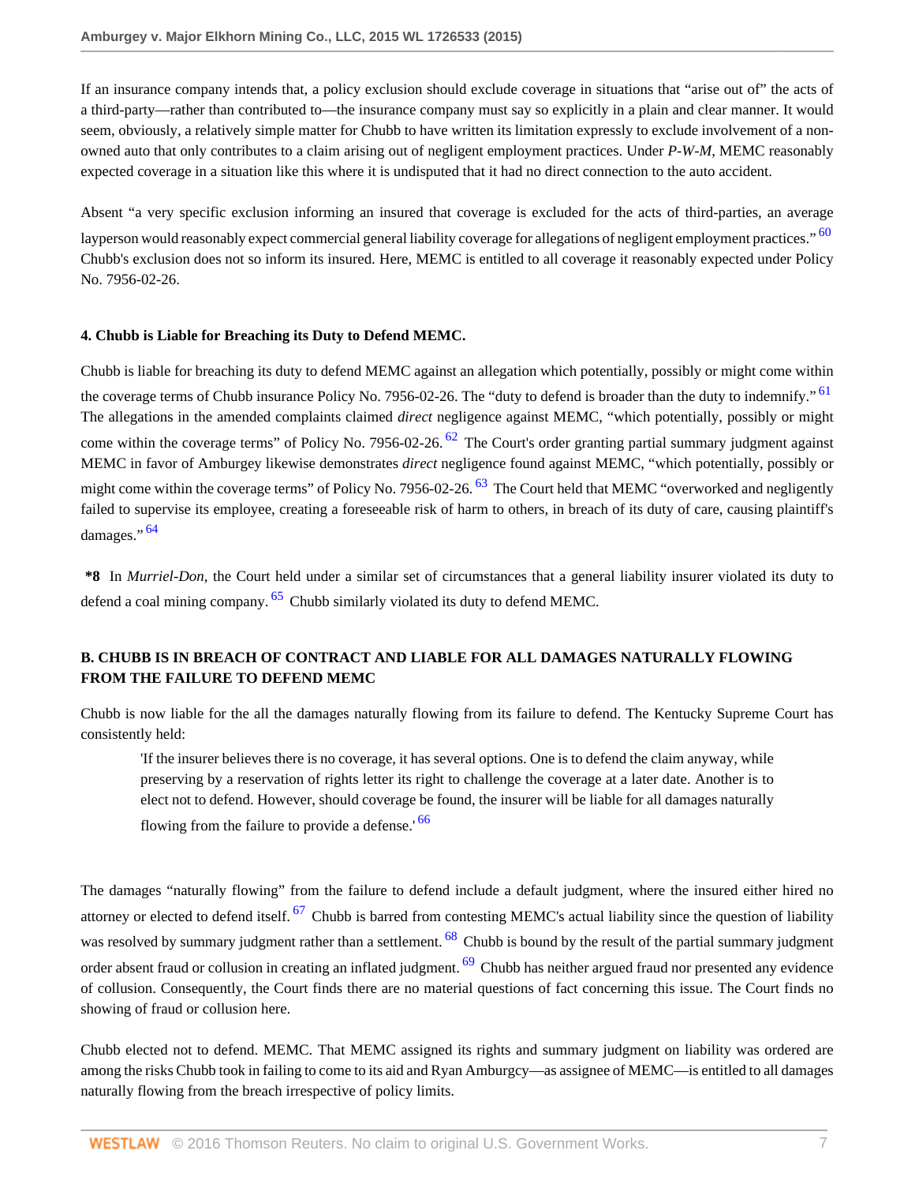If an insurance company intends that, a policy exclusion should exclude coverage in situations that "arise out of" the acts of a third-party—rather than contributed to—the insurance company must say so explicitly in a plain and clear manner. It would seem, obviously, a relatively simple matter for Chubb to have written its limitation expressly to exclude involvement of a non-owned auto that only contributes to a claim arising out of negligent employment practices. Under *P-W-M*, MEMC reasonably expected coverage in a situation like this where it is undisputed that it had no direct connection to the auto accident.

Absent "a very specific exclusion informing an insured that coverage is excluded for the acts of third-parties, an average layperson would reasonably expect commercial general liability coverage for allegations of negligent employment practices." [60] Chubb's exclusion does not so inform its insured. Here, MEMC is entitled to all coverage it reasonably expected under Policy No. 7956-02-26.

#### 4. Chubb is Liable for Breaching its Duty to Defend MEMC.

Chubb is liable for breaching its duty to defend MEMC against an allegation which potentially, possibly or might come within the coverage terms of Chubb insurance Policy No. 7956-02-26. The "duty to defend is broader than the duty to indemnify." [61] The allegations in the amended complaints claimed *direct* negligence against MEMC, "which potentially, possibly or might come within the coverage terms" of Policy No. 7956-02-26. [62] The Court's order granting partial summary judgment against MEMC in favor of Amburgey likewise demonstrates *direct* negligence found against MEMC, "which potentially, possibly or might come within the coverage terms" of Policy No. 7956-02-26. [63] The Court held that MEMC "overworked and negligently failed to supervise its employee, creating a foreseeable risk of harm to others, in breach of its duty of care, causing plaintiff's damages." [64]

**\*8** In *Murriel-Don*, the Court held under a similar set of circumstances that a general liability insurer violated its duty to defend a coal mining company. [65] Chubb similarly violated its duty to defend MEMC.

### B. CHUBB IS IN BREACH OF CONTRACT AND LIABLE FOR ALL DAMAGES NATURALLY FLOWING FROM THE FAILURE TO DEFEND MEMC

Chubb is now liable for the all the damages naturally flowing from its failure to defend. The Kentucky Supreme Court has consistently held:

> 'If the insurer believes there is no coverage, it has several options. One is to defend the claim anyway, while preserving by a reservation of rights letter its right to challenge the coverage at a later date. Another is to elect not to defend. However, should coverage be found, the insurer will be liable for all damages naturally flowing from the failure to provide a defense.' [66]

The damages "naturally flowing" from the failure to defend include a default judgment, where the insured either hired no attorney or elected to defend itself. [67] Chubb is barred from contesting MEMC's actual liability since the question of liability was resolved by summary judgment rather than a settlement. [68] Chubb is bound by the result of the partial summary judgment order absent fraud or collusion in creating an inflated judgment. [69] Chubb has neither argued fraud nor presented any evidence of collusion. Consequently, the Court finds there are no material questions of fact concerning this issue. The Court finds no showing of fraud or collusion here.

Chubb elected not to defend. MEMC. That MEMC assigned its rights and summary judgment on liability was ordered are among the risks Chubb took in failing to come to its aid and Ryan Amburgey—as assignee of MEMC—is entitled to all damages naturally flowing from the breach irrespective of policy limits.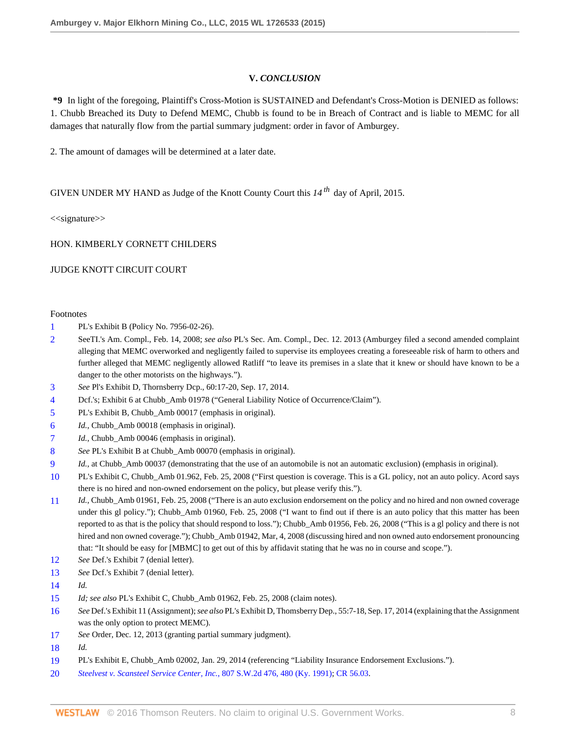## V. *CONCLUSION*

**\*9** In light of the foregoing, Plaintiff's Cross-Motion is SUSTAINED and Defendant's Cross-Motion is DENIED as follows: 1. Chubb Breached its Duty to Defend MEMC, Chubb is found to be in Breach of Contract and is liable to MEMC for all damages that naturally flow from the partial summary judgment: order in favor of Amburgey.

2. The amount of damages will be determined at a later date.

GIVEN UNDER MY HAND as Judge of the Knott County Court this *14th* day of April, 2015.

<<signature>>

HON. KIMBERLY CORNETT CHILDERS

JUDGE KNOTT CIRCUIT COURT

Footnotes

1. PL's Exhibit B (Policy No. 7956-02-26).
2. SeeTI.'s Am. Compl., Feb. 14, 2008; *see also* PL's Sec. Am. Compl., Dec. 12. 2013 (Amburgey filed a second amended complaint alleging that MEMC overworked and negligently failed to supervise its employees creating a foreseeable risk of harm to others and further alleged that MEMC negligently allowed Ratliff "to leave its premises in a slate that it knew or should have known to be a danger to the other motorists on the highways.").
3. *See* Pl's Exhibit D, Thornsberry Dcp., 60:17-20, Sep. 17, 2014.
4. Dcf.'s; Exhibit 6 at Chubb_Amb 01978 ("General Liability Notice of Occurrence/Claim").
5. PL's Exhibit B, Chubb_Amb 00017 (emphasis in original).
6. *Id.*, Chubb_Amb 00018 (emphasis in original).
7. *Id.*, Chubb_Amb 00046 (emphasis in original).
8. *See* PL's Exhibit B at Chubb_Amb 00070 (emphasis in original).
9. *Id.*, at Chubb_Amb 00037 (demonstrating that the use of an automobile is not an automatic exclusion) (emphasis in original).
10. PL's Exhibit C, Chubb_Amb 01.962, Feb. 25, 2008 ("First question is coverage. This is a GL policy, not an auto policy. Acord says there is no hired and non-owned endorsement on the policy, but please verify this.").
11. *Id.*, Chubb_Amb 01961, Feb. 25, 2008 ("There is an auto exclusion endorsement on the policy and no hired and non owned coverage under this gl policy."); Chubb_Amb 01960, Feb. 25, 2008 ("I want to find out if there is an auto policy that this matter has been reported to as that is the policy that should respond to loss."); Chubb_Amb 01956, Feb. 26, 2008 ("This is a gl policy and there is not hired and non owned coverage."); Chubb_Amb 01942, Mar, 4, 2008 (discussing hired and non owned auto endorsement pronouncing that: "It should be easy for [MBMC] to get out of this by affidavit stating that he was no in course and scope.").
12. *See* Def.'s Exhibit 7 (denial letter).
13. *See* Dcf.'s Exhibit 7 (denial letter).
14. *Id.*
15. *Id; see also* PL's Exhibit C, Chubb_Amb 01962, Feb. 25, 2008 (claim notes).
16. *See* Def.'s Exhibit 11 (Assignment); *see also* PL's Exhibit D, Thomsberry Dep., 55:7-18, Sep. 17, 2014 (explaining that the Assignment was the only option to protect MEMC).
17. *See* Order, Dec. 12, 2013 (granting partial summary judgment).
18. *Id.*
19. PL's Exhibit E, Chubb_Amb 02002, Jan. 29, 2014 (referencing "Liability Insurance Endorsement Exclusions.").
20. *Steelvest v. Scansteel Service Center, Inc.*, 807 S.W.2d 476, 480 (Ky. 1991); CR 56.03.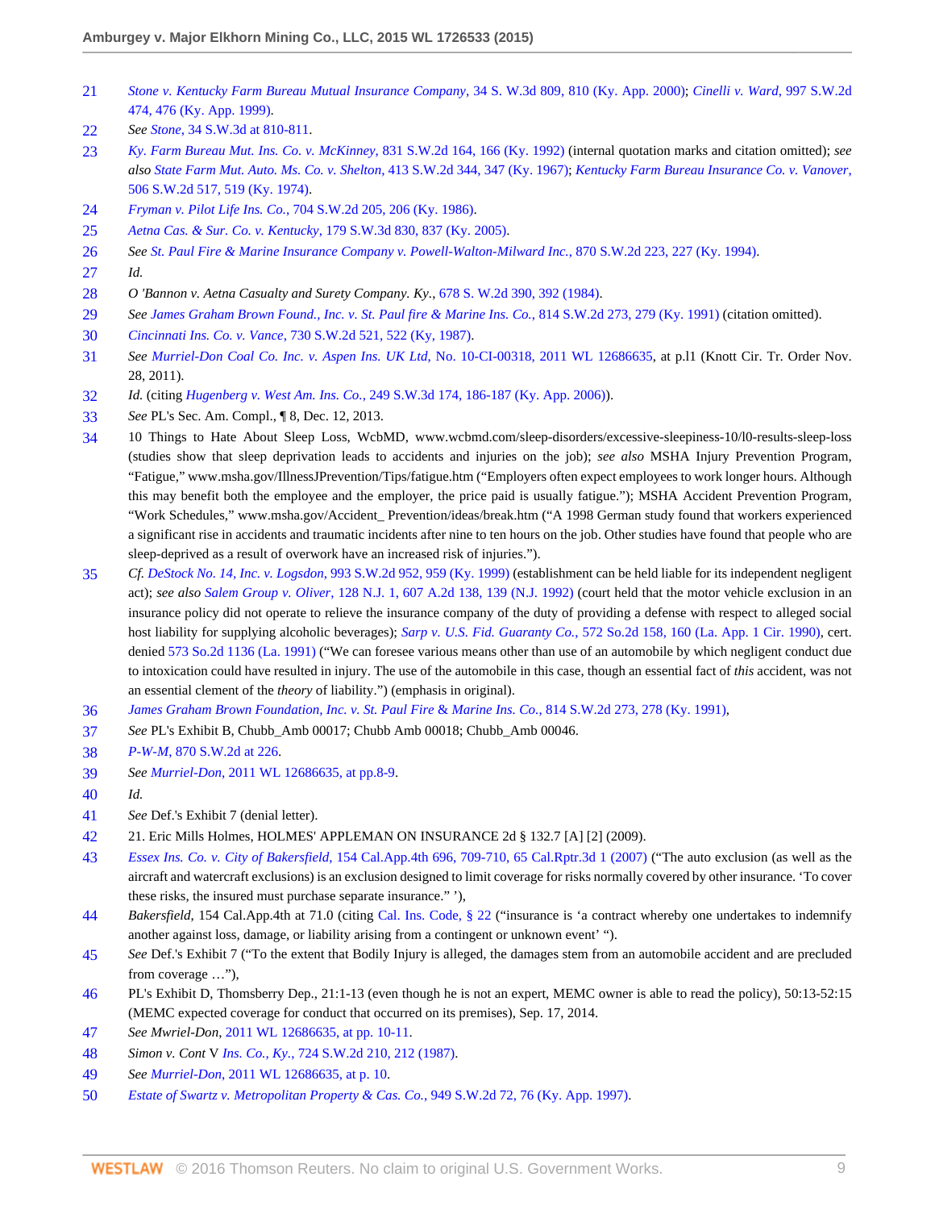21 *Stone v. Kentucky Farm Bureau Mutual Insurance Company*, 34 S. W.3d 809, 810 (Ky. App. 2000); *Cinelli v. Ward*, 997 S.W.2d 474, 476 (Ky. App. 1999).

22 *See Stone*, 34 S.W.3d at 810-811.

23 *Ky. Farm Bureau Mut. Ins. Co. v. McKinney*, 831 S.W.2d 164, 166 (Ky. 1992) (internal quotation marks and citation omitted); *see also State Farm Mut. Auto. Ms. Co. v. Shelton*, 413 S.W.2d 344, 347 (Ky. 1967); *Kentucky Farm Bureau Insurance Co. v. Vanover*, 506 S.W.2d 517, 519 (Ky. 1974).

24 *Fryman v. Pilot Life Ins. Co.*, 704 S.W.2d 205, 206 (Ky. 1986).

25 *Aetna Cas. & Sur. Co. v. Kentucky*, 179 S.W.3d 830, 837 (Ky. 2005).

26 *See St. Paul Fire & Marine Insurance Company v. Powell-Walton-Milward Inc.*, 870 S.W.2d 223, 227 (Ky. 1994).

27 *Id.*

28 *O 'Bannon v. Aetna Casualty and Surety Company. Ky.*, 678 S. W.2d 390, 392 (1984).

29 *See James Graham Brown Found., Inc. v. St. Paul fire & Marine Ins. Co.*, 814 S.W.2d 273, 279 (Ky. 1991) (citation omitted).

30 *Cincinnati Ins. Co. v. Vance*, 730 S.W.2d 521, 522 (Ky, 1987).

31 *See Murriel-Don Coal Co. Inc. v. Aspen Ins. UK Ltd*, No. 10-CI-00318, 2011 WL 12686635, at p.l1 (Knott Cir. Tr. Order Nov. 28, 2011).

32 *Id.* (citing *Hugenberg v. West Am. Ins. Co.*, 249 S.W.3d 174, 186-187 (Ky. App. 2006)).

33 *See* PL's Sec. Am. Compl., ¶ 8, Dec. 12, 2013.

34 10 Things to Hate About Sleep Loss, WcbMD, www.wcbmd.com/sleep-disorders/excessive-sleepiness-10/l0-results-sleep-loss (studies show that sleep deprivation leads to accidents and injuries on the job); *see also* MSHA Injury Prevention Program, "Fatigue," www.msha.gov/IllnessJPrevention/Tips/fatigue.htm ("Employers often expect employees to work longer hours. Although this may benefit both the employee and the employer, the price paid is usually fatigue."); MSHA Accident Prevention Program, "Work Schedules," www.msha.gov/Accident_ Prevention/ideas/break.htm ("A 1998 German study found that workers experienced a significant rise in accidents and traumatic incidents after nine to ten hours on the job. Other studies have found that people who are sleep-deprived as a result of overwork have an increased risk of injuries.").

35 *Cf. DeStock No. 14, Inc. v. Logsdon*, 993 S.W.2d 952, 959 (Ky. 1999) (establishment can be held liable for its independent negligent act); *see also Salem Group v. Oliver*, 128 N.J. 1, 607 A.2d 138, 139 (N.J. 1992) (court held that the motor vehicle exclusion in an insurance policy did not operate to relieve the insurance company of the duty of providing a defense with respect to alleged social host liability for supplying alcoholic beverages); *Sarp v. U.S. Fid. Guaranty Co.*, 572 So.2d 158, 160 (La. App. 1 Cir. 1990), cert. denied 573 So.2d 1136 (La. 1991) ("We can foresee various means other than use of an automobile by which negligent conduct due to intoxication could have resulted in injury. The use of the automobile in this case, though an essential fact of *this* accident, was not an essential clement of the *theory* of liability.") (emphasis in original).

36 *James Graham Brown Foundation, Inc. v. St. Paul Fire & Marine Ins. Co.*, 814 S.W.2d 273, 278 (Ky. 1991),

37 *See* PL's Exhibit B, Chubb_Amb 00017; Chubb Amb 00018; Chubb_Amb 00046.

38 *P-W-M*, 870 S.W.2d at 226.

39 *See Murriel-Don*, 2011 WL 12686635, at pp.8-9.

40 *Id.*

41 *See* Def.'s Exhibit 7 (denial letter).

42 21. Eric Mills Holmes, HOLMES' APPLEMAN ON INSURANCE 2d § 132.7 [A] [2] (2009).

43 *Essex Ins. Co. v. City of Bakersfield*, 154 Cal.App.4th 696, 709-710, 65 Cal.Rptr.3d 1 (2007) ("The auto exclusion (as well as the aircraft and watercraft exclusions) is an exclusion designed to limit coverage for risks normally covered by other insurance. 'To cover these risks, the insured must purchase separate insurance." '),

44 *Bakersfield*, 154 Cal.App.4th at 71.0 (citing Cal. Ins. Code, § 22 ("insurance is 'a contract whereby one undertakes to indemnify another against loss, damage, or liability arising from a contingent or unknown event' ").

45 *See* Def.'s Exhibit 7 ("To the extent that Bodily Injury is alleged, the damages stem from an automobile accident and are precluded from coverage …"),

46 PL's Exhibit D, Thomsberry Dep., 21:1-13 (even though he is not an expert, MEMC owner is able to read the policy), 50:13-52:15 (MEMC expected coverage for conduct that occurred on its premises), Sep. 17, 2014.

47 *See Mwriel-Don*, 2011 WL 12686635, at pp. 10-11.

48 *Simon v. Cont* V *Ins. Co., Ky.*, 724 S.W.2d 210, 212 (1987).

49 *See Murriel-Don*, 2011 WL 12686635, at p. 10.

50 *Estate of Swartz v. Metropolitan Property & Cas. Co.*, 949 S.W.2d 72, 76 (Ky. App. 1997).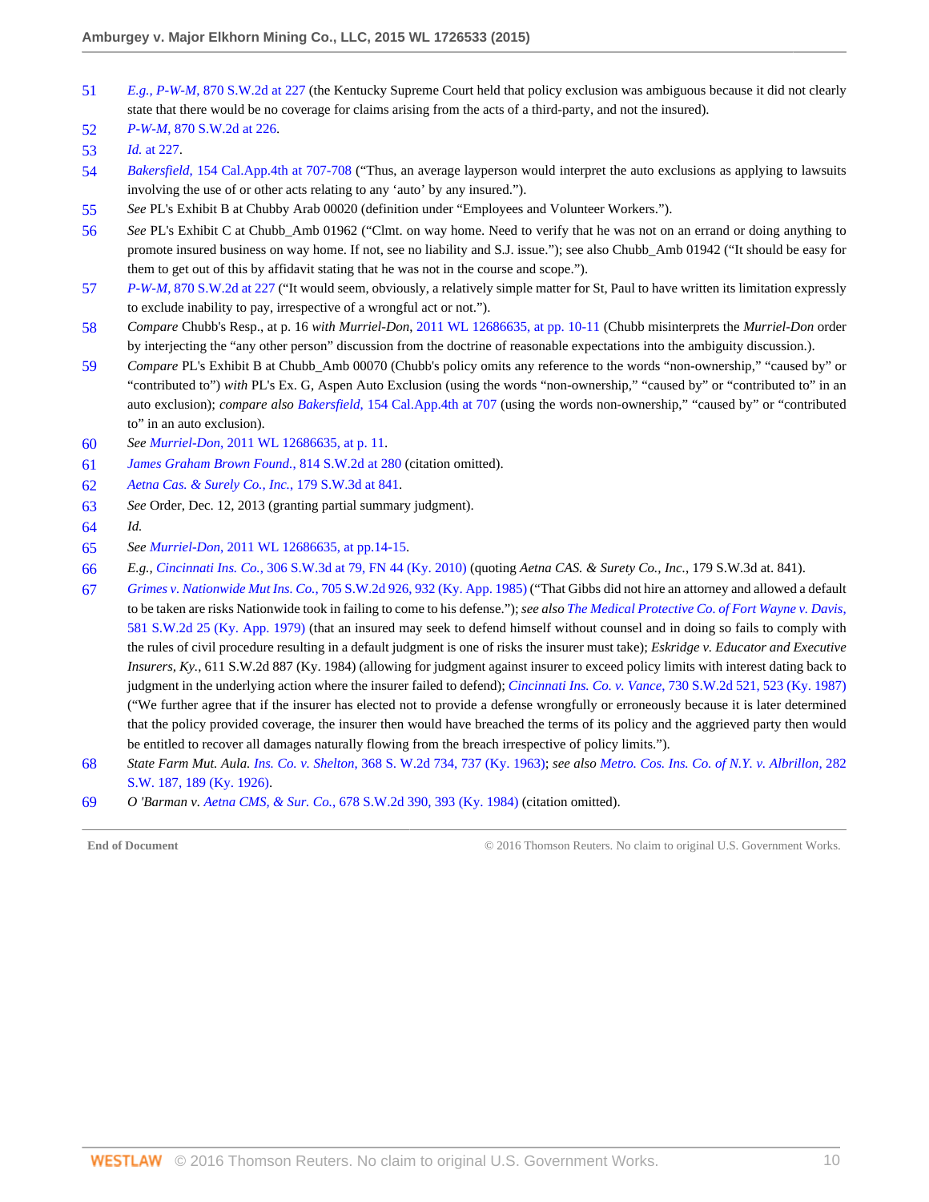51 *E.g., P-W-M,* 870 S.W.2d at 227 (the Kentucky Supreme Court held that policy exclusion was ambiguous because it did not clearly state that there would be no coverage for claims arising from the acts of a third-party, and not the insured).

52 *P-W-M,* 870 S.W.2d at 226.

53 *Id.* at 227.

54 *Bakersfield,* 154 Cal.App.4th at 707-708 ("Thus, an average layperson would interpret the auto exclusions as applying to lawsuits involving the use of or other acts relating to any 'auto' by any insured.").

55 *See* PL's Exhibit B at Chubby Arab 00020 (definition under "Employees and Volunteer Workers.").

56 *See* PL's Exhibit C at Chubb_Amb 01962 ("Clmt. on way home. Need to verify that he was not on an errand or doing anything to promote insured business on way home. If not, see no liability and S.J. issue."); see also Chubb_Amb 01942 ("It should be easy for them to get out of this by affidavit stating that he was not in the course and scope.").

57 *P-W-M,* 870 S.W.2d at 227 ("It would seem, obviously, a relatively simple matter for St, Paul to have written its limitation expressly to exclude inability to pay, irrespective of a wrongful act or not.").

58 *Compare* Chubb's Resp., at p. 16 *with Murriel-Don,* 2011 WL 12686635, at pp. 10-11 (Chubb misinterprets the *Murriel-Don* order by interjecting the "any other person" discussion from the doctrine of reasonable expectations into the ambiguity discussion.).

59 *Compare* PL's Exhibit B at Chubb_Amb 00070 (Chubb's policy omits any reference to the words "non-ownership," "caused by" or "contributed to") *with* PL's Ex. G, Aspen Auto Exclusion (using the words "non-ownership," "caused by" or "contributed to" in an auto exclusion); *compare also Bakersfield,* 154 Cal.App.4th at 707 (using the words non-ownership," "caused by" or "contributed to" in an auto exclusion).

60 *See Murriel-Don,* 2011 WL 12686635, at p. 11.

61 *James Graham Brown Found.,* 814 S.W.2d at 280 (citation omitted).

62 *Aetna Cas. & Surety Co., Inc.,* 179 S.W.3d at 841.

63 *See* Order, Dec. 12, 2013 (granting partial summary judgment).

64 *Id.*

65 *See Murriel-Don,* 2011 WL 12686635, at pp.14-15.

66 *E.g., Cincinnati Ins. Co.,* 306 S.W.3d at 79, FN 44 (Ky. 2010) (quoting *Aetna CAS. & Surety Co., Inc.*, 179 S.W.3d at. 841).

67 *Grimes v. Nationwide Mut Ins. Co.,* 705 S.W.2d 926, 932 (Ky. App. 1985) ("That Gibbs did not hire an attorney and allowed a default to be taken are risks Nationwide took in failing to come to his defense."); *see also The Medical Protective Co. of Fort Wayne v. Davis,* 581 S.W.2d 25 (Ky. App. 1979) (that an insured may seek to defend himself without counsel and in doing so fails to comply with the rules of civil procedure resulting in a default judgment is one of risks the insurer must take); *Eskridge v. Educator and Executive Insurers, Ky.*, 611 S.W.2d 887 (Ky. 1984) (allowing for judgment against insurer to exceed policy limits with interest dating back to judgment in the underlying action where the insurer failed to defend); *Cincinnati Ins. Co. v. Vance,* 730 S.W.2d 521, 523 (Ky. 1987) ("We further agree that if the insurer has elected not to provide a defense wrongfully or erroneously because it is later determined that the policy provided coverage, the insurer then would have breached the terms of its policy and the aggrieved party then would be entitled to recover all damages naturally flowing from the breach irrespective of policy limits.").

68 *State Farm Mut. Aula. Ins. Co. v. Shelton,* 368 S. W.2d 734, 737 (Ky. 1963); *see also Metro. Cos. Ins. Co. of N.Y. v. Albrillon,* 282 S.W. 187, 189 (Ky. 1926).

69 *O 'Barman v. Aetna CMS, & Sur. Co.,* 678 S.W.2d 390, 393 (Ky. 1984) (citation omitted).

**End of Document** © 2016 Thomson Reuters. No claim to original U.S. Government Works.